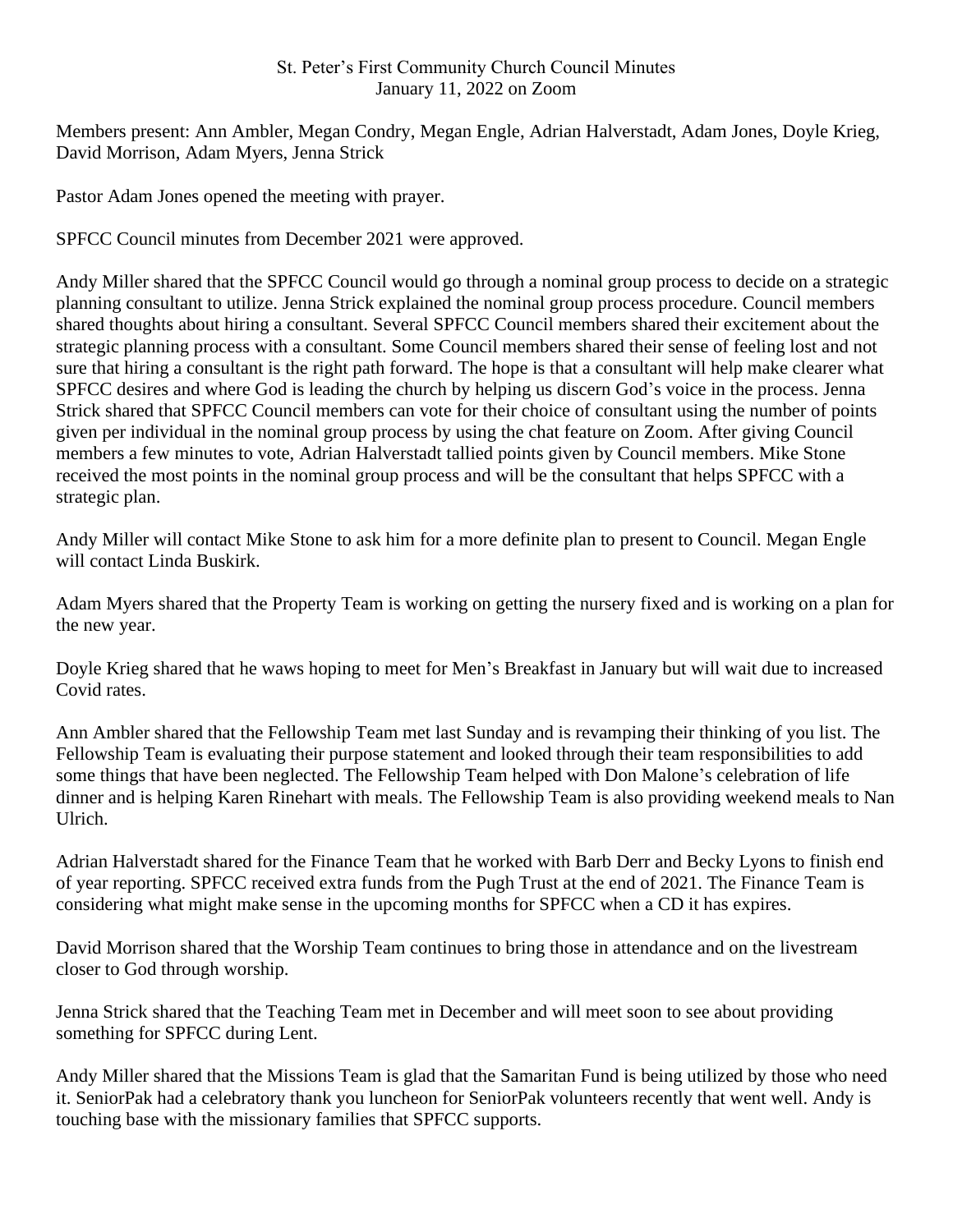St. Peter's First Community Church Council Minutes
January 11, 2022 on Zoom

Members present: Ann Ambler, Megan Condry, Megan Engle, Adrian Halverstadt, Adam Jones, Doyle Krieg, David Morrison, Adam Myers, Jenna Strick

Pastor Adam Jones opened the meeting with prayer.

SPFCC Council minutes from December 2021 were approved.

Andy Miller shared that the SPFCC Council would go through a nominal group process to decide on a strategic planning consultant to utilize. Jenna Strick explained the nominal group process procedure. Council members shared thoughts about hiring a consultant. Several SPFCC Council members shared their excitement about the strategic planning process with a consultant. Some Council members shared their sense of feeling lost and not sure that hiring a consultant is the right path forward. The hope is that a consultant will help make clearer what SPFCC desires and where God is leading the church by helping us discern God's voice in the process. Jenna Strick shared that SPFCC Council members can vote for their choice of consultant using the number of points given per individual in the nominal group process by using the chat feature on Zoom. After giving Council members a few minutes to vote, Adrian Halverstadt tallied points given by Council members. Mike Stone received the most points in the nominal group process and will be the consultant that helps SPFCC with a strategic plan.

Andy Miller will contact Mike Stone to ask him for a more definite plan to present to Council. Megan Engle will contact Linda Buskirk.

Adam Myers shared that the Property Team is working on getting the nursery fixed and is working on a plan for the new year.

Doyle Krieg shared that he waws hoping to meet for Men's Breakfast in January but will wait due to increased Covid rates.

Ann Ambler shared that the Fellowship Team met last Sunday and is revamping their thinking of you list. The Fellowship Team is evaluating their purpose statement and looked through their team responsibilities to add some things that have been neglected. The Fellowship Team helped with Don Malone's celebration of life dinner and is helping Karen Rinehart with meals. The Fellowship Team is also providing weekend meals to Nan Ulrich.

Adrian Halverstadt shared for the Finance Team that he worked with Barb Derr and Becky Lyons to finish end of year reporting. SPFCC received extra funds from the Pugh Trust at the end of 2021. The Finance Team is considering what might make sense in the upcoming months for SPFCC when a CD it has expires.

David Morrison shared that the Worship Team continues to bring those in attendance and on the livestream closer to God through worship.

Jenna Strick shared that the Teaching Team met in December and will meet soon to see about providing something for SPFCC during Lent.

Andy Miller shared that the Missions Team is glad that the Samaritan Fund is being utilized by those who need it. SeniorPak had a celebratory thank you luncheon for SeniorPak volunteers recently that went well. Andy is touching base with the missionary families that SPFCC supports.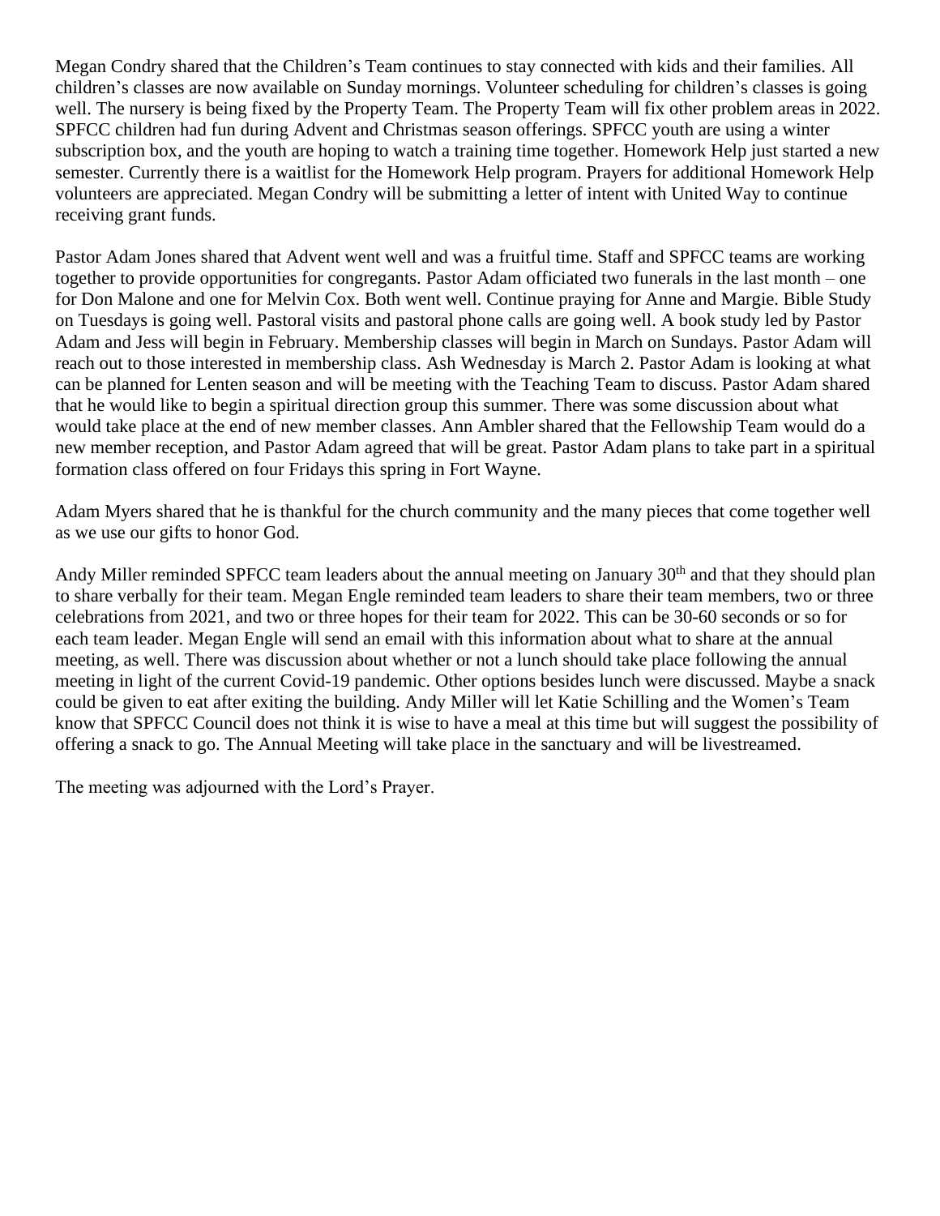Megan Condry shared that the Children's Team continues to stay connected with kids and their families. All children's classes are now available on Sunday mornings. Volunteer scheduling for children's classes is going well. The nursery is being fixed by the Property Team. The Property Team will fix other problem areas in 2022. SPFCC children had fun during Advent and Christmas season offerings. SPFCC youth are using a winter subscription box, and the youth are hoping to watch a training time together. Homework Help just started a new semester. Currently there is a waitlist for the Homework Help program. Prayers for additional Homework Help volunteers are appreciated. Megan Condry will be submitting a letter of intent with United Way to continue receiving grant funds.

Pastor Adam Jones shared that Advent went well and was a fruitful time. Staff and SPFCC teams are working together to provide opportunities for congregants. Pastor Adam officiated two funerals in the last month – one for Don Malone and one for Melvin Cox. Both went well. Continue praying for Anne and Margie. Bible Study on Tuesdays is going well. Pastoral visits and pastoral phone calls are going well. A book study led by Pastor Adam and Jess will begin in February. Membership classes will begin in March on Sundays. Pastor Adam will reach out to those interested in membership class. Ash Wednesday is March 2. Pastor Adam is looking at what can be planned for Lenten season and will be meeting with the Teaching Team to discuss. Pastor Adam shared that he would like to begin a spiritual direction group this summer. There was some discussion about what would take place at the end of new member classes. Ann Ambler shared that the Fellowship Team would do a new member reception, and Pastor Adam agreed that will be great. Pastor Adam plans to take part in a spiritual formation class offered on four Fridays this spring in Fort Wayne.

Adam Myers shared that he is thankful for the church community and the many pieces that come together well as we use our gifts to honor God.

Andy Miller reminded SPFCC team leaders about the annual meeting on January 30th and that they should plan to share verbally for their team. Megan Engle reminded team leaders to share their team members, two or three celebrations from 2021, and two or three hopes for their team for 2022. This can be 30-60 seconds or so for each team leader. Megan Engle will send an email with this information about what to share at the annual meeting, as well. There was discussion about whether or not a lunch should take place following the annual meeting in light of the current Covid-19 pandemic. Other options besides lunch were discussed. Maybe a snack could be given to eat after exiting the building. Andy Miller will let Katie Schilling and the Women's Team know that SPFCC Council does not think it is wise to have a meal at this time but will suggest the possibility of offering a snack to go. The Annual Meeting will take place in the sanctuary and will be livestreamed.

The meeting was adjourned with the Lord's Prayer.